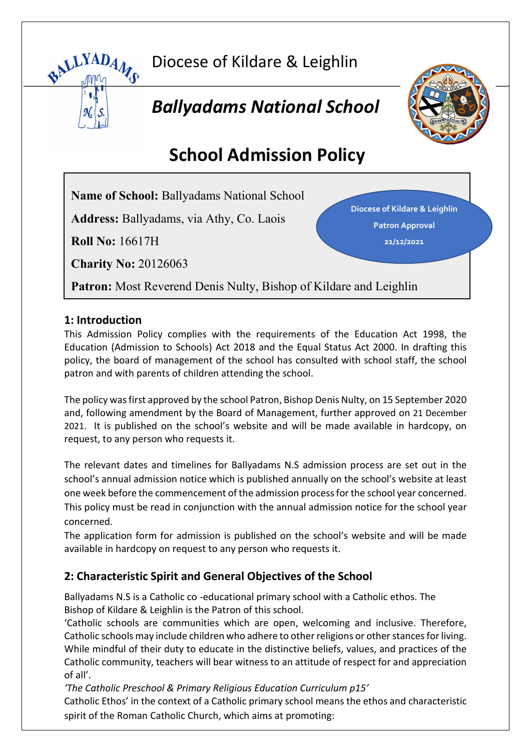Diocese of Kildare & Leighlin

# *Ballyadams National School*

# School Admission Policy

**Name of School:** Ballyadams National School

**Address:** Ballyadams, via Athy, Co. Laois

**Roll No:** 16617H

**Charity No:** 20126063

**Patron:** Most Reverend Denis Nulty, Bishop of Kildare and Leighlin

**Diocese of Kildare & Leighlin Patron Approval 21/12/2021**

## 1: Introduction

This Admission Policy complies with the requirements of the Education Act 1998, the Education (Admission to Schools) Act 2018 and the Equal Status Act 2000. In drafting this policy, the board of management of the school has consulted with school staff, the school patron and with parents of children attending the school.

The policy was first approved by the school Patron, Bishop Denis Nulty, on 15 September 2020 and, following amendment by the Board of Management, further approved on 21 December 2021. It is published on the school's website and will be made available in hardcopy, on request, to any person who requests it.

The relevant dates and timelines for Ballyadams N.S admission process are set out in the school's annual admission notice which is published annually on the school's website at least one week before the commencement of the admission process for the school year concerned. This policy must be read in conjunction with the annual admission notice for the school year concerned.

The application form for admission is published on the school's website and will be made available in hardcopy on request to any person who requests it.

## 2: Characteristic Spirit and General Objectives of the School

Ballyadams N.S is a Catholic co -educational primary school with a Catholic ethos. The Bishop of Kildare & Leighlin is the Patron of this school.

'Catholic schools are communities which are open, welcoming and inclusive. Therefore, Catholic schools may include children who adhere to other religions or other stances for living. While mindful of their duty to educate in the distinctive beliefs, values, and practices of the Catholic community, teachers will bear witness to an attitude of respect for and appreciation of all'.

*'The Catholic Preschool & Primary Religious Education Curriculum p15'*

Catholic Ethos' in the context of a Catholic primary school means the ethos and characteristic spirit of the Roman Catholic Church, which aims at promoting: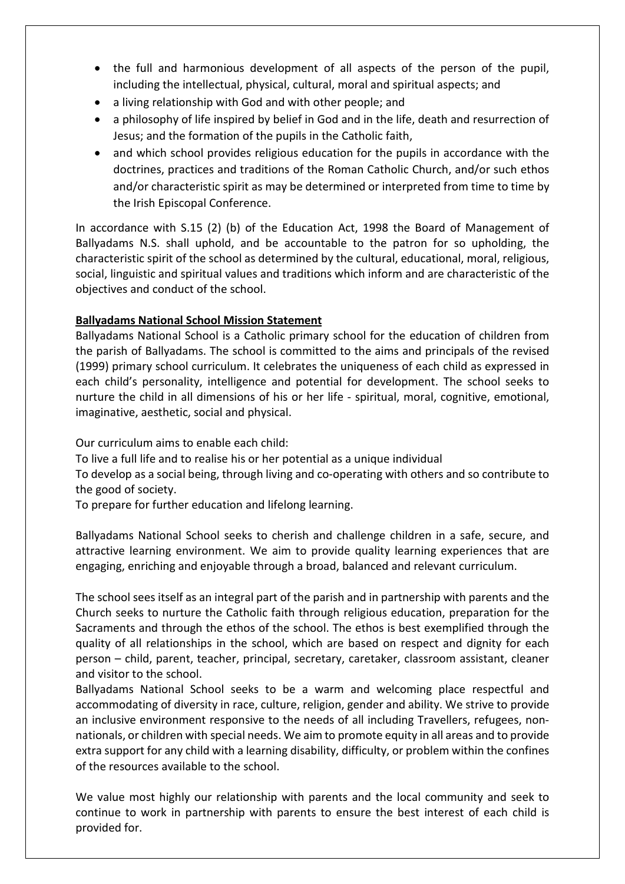- the full and harmonious development of all aspects of the person of the pupil, including the intellectual, physical, cultural, moral and spiritual aspects; and
- a living relationship with God and with other people; and
- a philosophy of life inspired by belief in God and in the life, death and resurrection of Jesus; and the formation of the pupils in the Catholic faith,
- and which school provides religious education for the pupils in accordance with the doctrines, practices and traditions of the Roman Catholic Church, and/or such ethos and/or characteristic spirit as may be determined or interpreted from time to time by the Irish Episcopal Conference.

In accordance with S.15 (2) (b) of the Education Act, 1998 the Board of Management of Ballyadams N.S. shall uphold, and be accountable to the patron for so upholding, the characteristic spirit of the school as determined by the cultural, educational, moral, religious, social, linguistic and spiritual values and traditions which inform and are characteristic of the objectives and conduct of the school.

**Ballyadams National School Mission Statement**

Ballyadams National School is a Catholic primary school for the education of children from the parish of Ballyadams. The school is committed to the aims and principals of the revised (1999) primary school curriculum. It celebrates the uniqueness of each child as expressed in each child's personality, intelligence and potential for development. The school seeks to nurture the child in all dimensions of his or her life - spiritual, moral, cognitive, emotional, imaginative, aesthetic, social and physical.

Our curriculum aims to enable each child:

To live a full life and to realise his or her potential as a unique individual

To develop as a social being, through living and co-operating with others and so contribute to the good of society.

To prepare for further education and lifelong learning.

Ballyadams National School seeks to cherish and challenge children in a safe, secure, and attractive learning environment. We aim to provide quality learning experiences that are engaging, enriching and enjoyable through a broad, balanced and relevant curriculum.

The school sees itself as an integral part of the parish and in partnership with parents and the Church seeks to nurture the Catholic faith through religious education, preparation for the Sacraments and through the ethos of the school. The ethos is best exemplified through the quality of all relationships in the school, which are based on respect and dignity for each person – child, parent, teacher, principal, secretary, caretaker, classroom assistant, cleaner and visitor to the school.

Ballyadams National School seeks to be a warm and welcoming place respectful and accommodating of diversity in race, culture, religion, gender and ability. We strive to provide an inclusive environment responsive to the needs of all including Travellers, refugees, non-nationals, or children with special needs. We aim to promote equity in all areas and to provide extra support for any child with a learning disability, difficulty, or problem within the confines of the resources available to the school.

We value most highly our relationship with parents and the local community and seek to continue to work in partnership with parents to ensure the best interest of each child is provided for.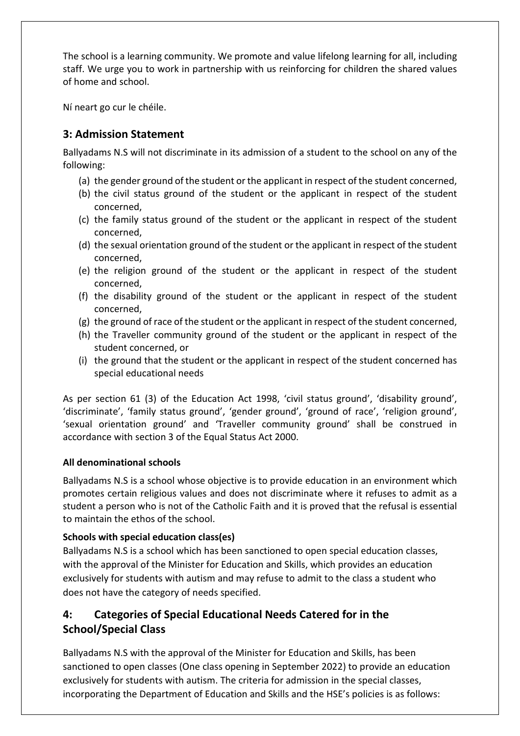The school is a learning community. We promote and value lifelong learning for all, including staff. We urge you to work in partnership with us reinforcing for children the shared values of home and school.

Ní neart go cur le chéile.

## 3: Admission Statement

Ballyadams N.S will not discriminate in its admission of a student to the school on any of the following:

(a) the gender ground of the student or the applicant in respect of the student concerned,
(b) the civil status ground of the student or the applicant in respect of the student concerned,
(c) the family status ground of the student or the applicant in respect of the student concerned,
(d) the sexual orientation ground of the student or the applicant in respect of the student concerned,
(e) the religion ground of the student or the applicant in respect of the student concerned,
(f) the disability ground of the student or the applicant in respect of the student concerned,
(g) the ground of race of the student or the applicant in respect of the student concerned,
(h) the Traveller community ground of the student or the applicant in respect of the student concerned, or
(i) the ground that the student or the applicant in respect of the student concerned has special educational needs

As per section 61 (3) of the Education Act 1998, 'civil status ground', 'disability ground', 'discriminate', 'family status ground', 'gender ground', 'ground of race', 'religion ground', 'sexual orientation ground' and 'Traveller community ground' shall be construed in accordance with section 3 of the Equal Status Act 2000.

**All denominational schools**

Ballyadams N.S is a school whose objective is to provide education in an environment which promotes certain religious values and does not discriminate where it refuses to admit as a student a person who is not of the Catholic Faith and it is proved that the refusal is essential to maintain the ethos of the school.

**Schools with special education class(es)**

Ballyadams N.S is a school which has been sanctioned to open special education classes, with the approval of the Minister for Education and Skills, which provides an education exclusively for students with autism and may refuse to admit to the class a student who does not have the category of needs specified.

## 4: Categories of Special Educational Needs Catered for in the School/Special Class

Ballyadams N.S with the approval of the Minister for Education and Skills, has been sanctioned to open classes (One class opening in September 2022) to provide an education exclusively for students with autism. The criteria for admission in the special classes, incorporating the Department of Education and Skills and the HSE's policies is as follows: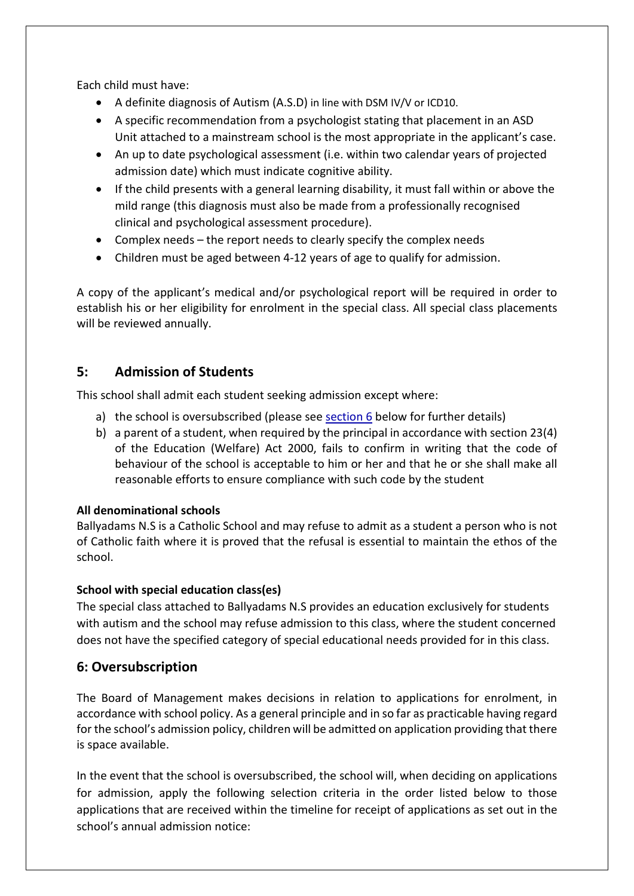Each child must have:

- A definite diagnosis of Autism (A.S.D) in line with DSM IV/V or ICD10.
- A specific recommendation from a psychologist stating that placement in an ASD Unit attached to a mainstream school is the most appropriate in the applicant's case.
- An up to date psychological assessment (i.e. within two calendar years of projected admission date) which must indicate cognitive ability.
- If the child presents with a general learning disability, it must fall within or above the mild range (this diagnosis must also be made from a professionally recognised clinical and psychological assessment procedure).
- Complex needs – the report needs to clearly specify the complex needs
- Children must be aged between 4-12 years of age to qualify for admission.

A copy of the applicant's medical and/or psychological report will be required in order to establish his or her eligibility for enrolment in the special class. All special class placements will be reviewed annually.

## 5: Admission of Students

This school shall admit each student seeking admission except where:

a) the school is oversubscribed (please see section 6 below for further details)
b) a parent of a student, when required by the principal in accordance with section 23(4) of the Education (Welfare) Act 2000, fails to confirm in writing that the code of behaviour of the school is acceptable to him or her and that he or she shall make all reasonable efforts to ensure compliance with such code by the student

**All denominational schools**

Ballyadams N.S is a Catholic School and may refuse to admit as a student a person who is not of Catholic faith where it is proved that the refusal is essential to maintain the ethos of the school.

**School with special education class(es)**

The special class attached to Ballyadams N.S provides an education exclusively for students with autism and the school may refuse admission to this class, where the student concerned does not have the specified category of special educational needs provided for in this class.

## 6: Oversubscription

The Board of Management makes decisions in relation to applications for enrolment, in accordance with school policy. As a general principle and in so far as practicable having regard for the school's admission policy, children will be admitted on application providing that there is space available.

In the event that the school is oversubscribed, the school will, when deciding on applications for admission, apply the following selection criteria in the order listed below to those applications that are received within the timeline for receipt of applications as set out in the school's annual admission notice: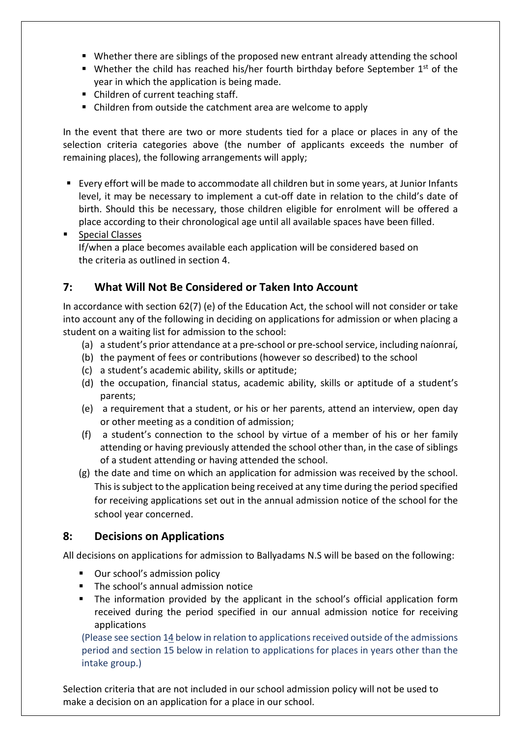- Whether there are siblings of the proposed new entrant already attending the school
- Whether the child has reached his/her fourth birthday before September 1st of the year in which the application is being made.
- Children of current teaching staff.
- Children from outside the catchment area are welcome to apply

In the event that there are two or more students tied for a place or places in any of the selection criteria categories above (the number of applicants exceeds the number of remaining places), the following arrangements will apply;

- Every effort will be made to accommodate all children but in some years, at Junior Infants level, it may be necessary to implement a cut-off date in relation to the child's date of birth. Should this be necessary, those children eligible for enrolment will be offered a place according to their chronological age until all available spaces have been filled.
- Special Classes
  If/when a place becomes available each application will be considered based on the criteria as outlined in section 4.

## 7: What Will Not Be Considered or Taken Into Account

In accordance with section 62(7) (e) of the Education Act, the school will not consider or take into account any of the following in deciding on applications for admission or when placing a student on a waiting list for admission to the school:

(a) a student's prior attendance at a pre-school or pre-school service, including naíonraí,
(b) the payment of fees or contributions (however so described) to the school
(c) a student's academic ability, skills or aptitude;
(d) the occupation, financial status, academic ability, skills or aptitude of a student's parents;
(e) a requirement that a student, or his or her parents, attend an interview, open day or other meeting as a condition of admission;
(f) a student's connection to the school by virtue of a member of his or her family attending or having previously attended the school other than, in the case of siblings of a student attending or having attended the school.
(g) the date and time on which an application for admission was received by the school. This is subject to the application being received at any time during the period specified for receiving applications set out in the annual admission notice of the school for the school year concerned.

## 8: Decisions on Applications

All decisions on applications for admission to Ballyadams N.S will be based on the following:

- Our school's admission policy
- The school's annual admission notice
- The information provided by the applicant in the school's official application form received during the period specified in our annual admission notice for receiving applications

(Please see section 14 below in relation to applications received outside of the admissions period and section 15 below in relation to applications for places in years other than the intake group.)

Selection criteria that are not included in our school admission policy will not be used to make a decision on an application for a place in our school.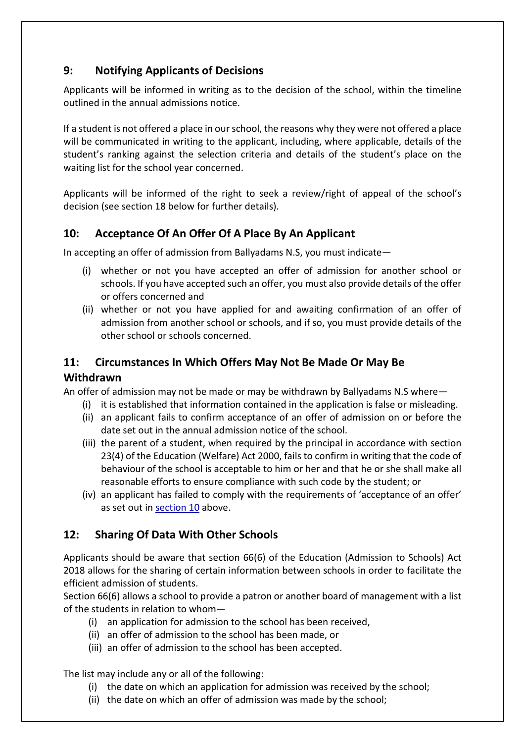## 9: Notifying Applicants of Decisions

Applicants will be informed in writing as to the decision of the school, within the timeline outlined in the annual admissions notice.

If a student is not offered a place in our school, the reasons why they were not offered a place will be communicated in writing to the applicant, including, where applicable, details of the student's ranking against the selection criteria and details of the student's place on the waiting list for the school year concerned.

Applicants will be informed of the right to seek a review/right of appeal of the school's decision (see section 18 below for further details).

## 10: Acceptance Of An Offer Of A Place By An Applicant

In accepting an offer of admission from Ballyadams N.S, you must indicate—

(i) whether or not you have accepted an offer of admission for another school or schools. If you have accepted such an offer, you must also provide details of the offer or offers concerned and

(ii) whether or not you have applied for and awaiting confirmation of an offer of admission from another school or schools, and if so, you must provide details of the other school or schools concerned.

## 11: Circumstances In Which Offers May Not Be Made Or May Be Withdrawn

An offer of admission may not be made or may be withdrawn by Ballyadams N.S where—

(i) it is established that information contained in the application is false or misleading.

(ii) an applicant fails to confirm acceptance of an offer of admission on or before the date set out in the annual admission notice of the school.

(iii) the parent of a student, when required by the principal in accordance with section 23(4) of the Education (Welfare) Act 2000, fails to confirm in writing that the code of behaviour of the school is acceptable to him or her and that he or she shall make all reasonable efforts to ensure compliance with such code by the student; or

(iv) an applicant has failed to comply with the requirements of 'acceptance of an offer' as set out in section 10 above.

## 12: Sharing Of Data With Other Schools

Applicants should be aware that section 66(6) of the Education (Admission to Schools) Act 2018 allows for the sharing of certain information between schools in order to facilitate the efficient admission of students.

Section 66(6) allows a school to provide a patron or another board of management with a list of the students in relation to whom—

(i) an application for admission to the school has been received,

(ii) an offer of admission to the school has been made, or

(iii) an offer of admission to the school has been accepted.

The list may include any or all of the following:

(i) the date on which an application for admission was received by the school;

(ii) the date on which an offer of admission was made by the school;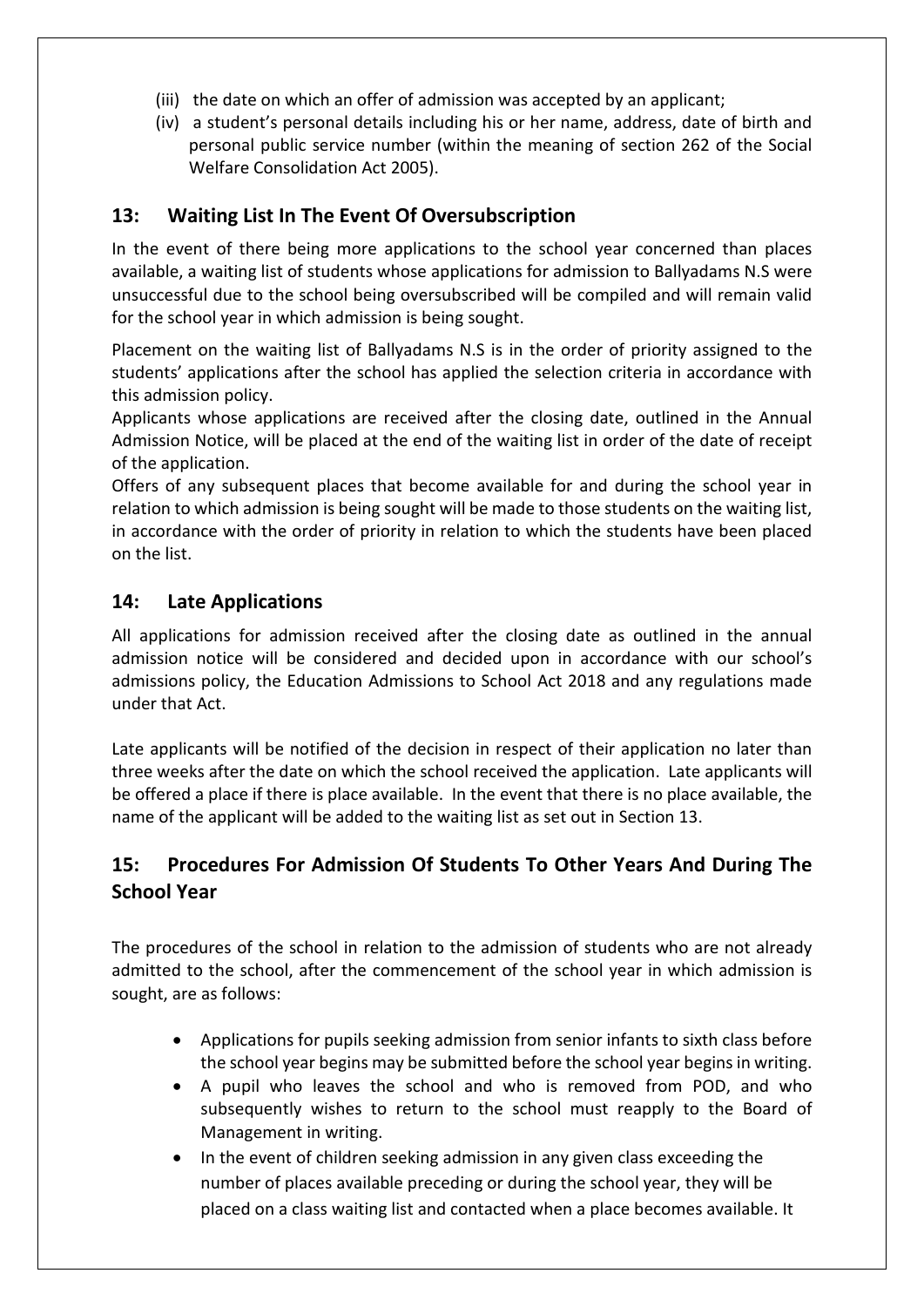(iii) the date on which an offer of admission was accepted by an applicant;

(iv) a student's personal details including his or her name, address, date of birth and personal public service number (within the meaning of section 262 of the Social Welfare Consolidation Act 2005).

## 13: Waiting List In The Event Of Oversubscription

In the event of there being more applications to the school year concerned than places available, a waiting list of students whose applications for admission to Ballyadams N.S were unsuccessful due to the school being oversubscribed will be compiled and will remain valid for the school year in which admission is being sought.

Placement on the waiting list of Ballyadams N.S is in the order of priority assigned to the students' applications after the school has applied the selection criteria in accordance with this admission policy.

Applicants whose applications are received after the closing date, outlined in the Annual Admission Notice, will be placed at the end of the waiting list in order of the date of receipt of the application.

Offers of any subsequent places that become available for and during the school year in relation to which admission is being sought will be made to those students on the waiting list, in accordance with the order of priority in relation to which the students have been placed on the list.

## 14: Late Applications

All applications for admission received after the closing date as outlined in the annual admission notice will be considered and decided upon in accordance with our school's admissions policy, the Education Admissions to School Act 2018 and any regulations made under that Act.

Late applicants will be notified of the decision in respect of their application no later than three weeks after the date on which the school received the application. Late applicants will be offered a place if there is place available. In the event that there is no place available, the name of the applicant will be added to the waiting list as set out in Section 13.

## 15: Procedures For Admission Of Students To Other Years And During The School Year

The procedures of the school in relation to the admission of students who are not already admitted to the school, after the commencement of the school year in which admission is sought, are as follows:

- Applications for pupils seeking admission from senior infants to sixth class before the school year begins may be submitted before the school year begins in writing.
- A pupil who leaves the school and who is removed from POD, and who subsequently wishes to return to the school must reapply to the Board of Management in writing.
- In the event of children seeking admission in any given class exceeding the number of places available preceding or during the school year, they will be placed on a class waiting list and contacted when a place becomes available. It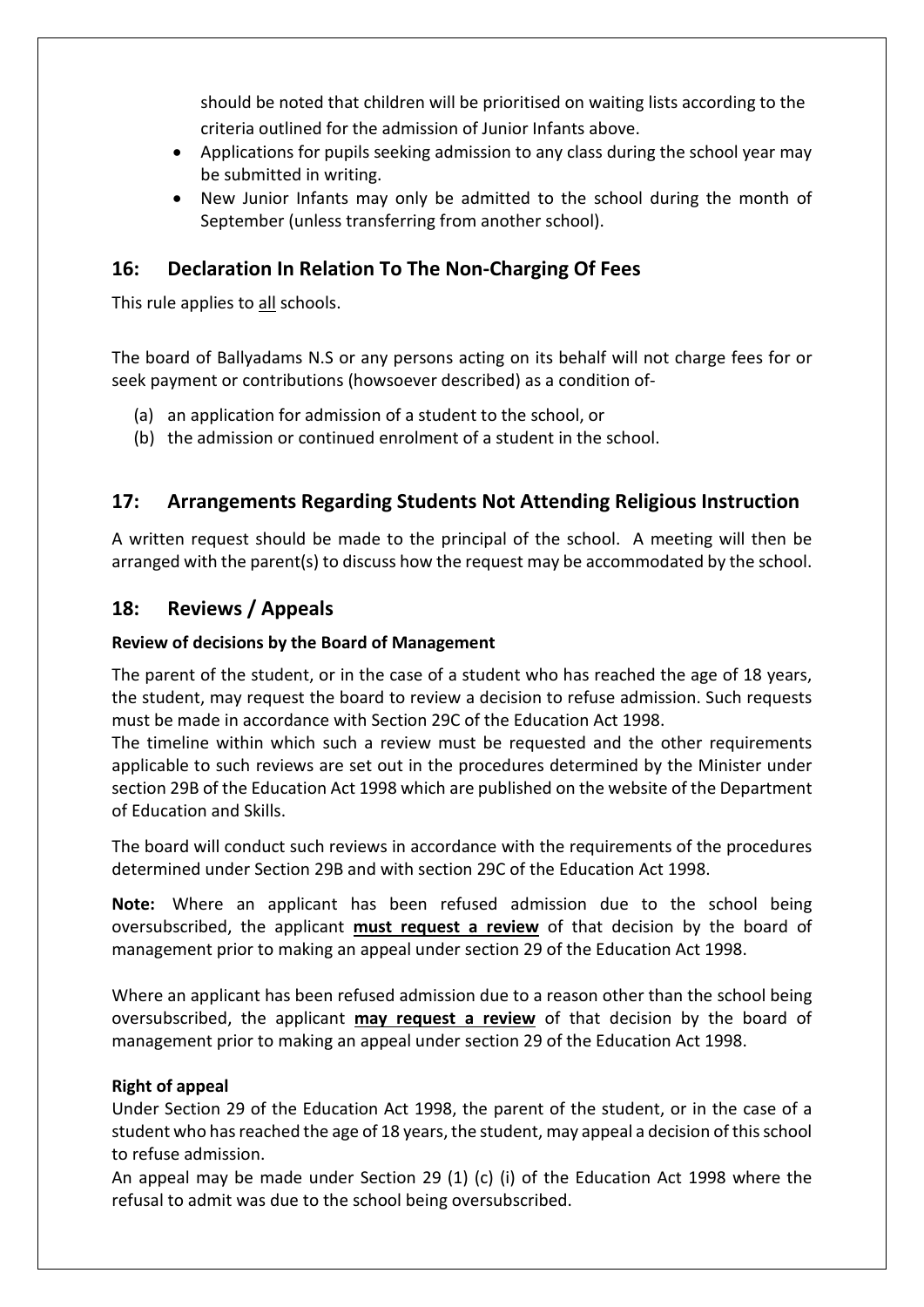should be noted that children will be prioritised on waiting lists according to the criteria outlined for the admission of Junior Infants above.

- Applications for pupils seeking admission to any class during the school year may be submitted in writing.
- New Junior Infants may only be admitted to the school during the month of September (unless transferring from another school).

## 16: Declaration In Relation To The Non-Charging Of Fees

This rule applies to all schools.

The board of Ballyadams N.S or any persons acting on its behalf will not charge fees for or seek payment or contributions (howsoever described) as a condition of-

(a) an application for admission of a student to the school, or
(b) the admission or continued enrolment of a student in the school.

## 17: Arrangements Regarding Students Not Attending Religious Instruction

A written request should be made to the principal of the school. A meeting will then be arranged with the parent(s) to discuss how the request may be accommodated by the school.

## 18: Reviews / Appeals

**Review of decisions by the Board of Management**

The parent of the student, or in the case of a student who has reached the age of 18 years, the student, may request the board to review a decision to refuse admission. Such requests must be made in accordance with Section 29C of the Education Act 1998.

The timeline within which such a review must be requested and the other requirements applicable to such reviews are set out in the procedures determined by the Minister under section 29B of the Education Act 1998 which are published on the website of the Department of Education and Skills.

The board will conduct such reviews in accordance with the requirements of the procedures determined under Section 29B and with section 29C of the Education Act 1998.

**Note:** Where an applicant has been refused admission due to the school being oversubscribed, the applicant **must request a review** of that decision by the board of management prior to making an appeal under section 29 of the Education Act 1998.

Where an applicant has been refused admission due to a reason other than the school being oversubscribed, the applicant **may request a review** of that decision by the board of management prior to making an appeal under section 29 of the Education Act 1998.

**Right of appeal**

Under Section 29 of the Education Act 1998, the parent of the student, or in the case of a student who has reached the age of 18 years, the student, may appeal a decision of this school to refuse admission.

An appeal may be made under Section 29 (1) (c) (i) of the Education Act 1998 where the refusal to admit was due to the school being oversubscribed.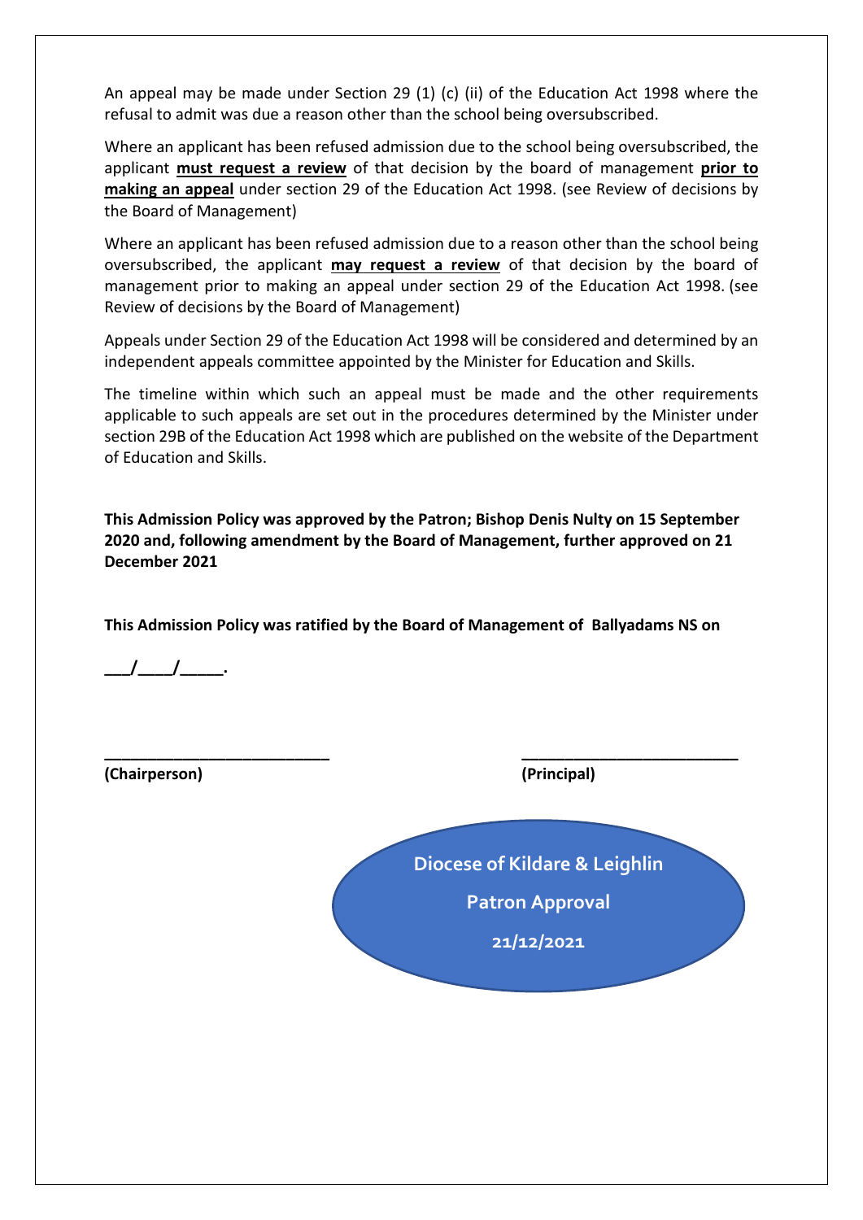An appeal may be made under Section 29 (1) (c) (ii) of the Education Act 1998 where the refusal to admit was due a reason other than the school being oversubscribed.

Where an applicant has been refused admission due to the school being oversubscribed, the applicant **must request a review** of that decision by the board of management **prior to making an appeal** under section 29 of the Education Act 1998. (see Review of decisions by the Board of Management)

Where an applicant has been refused admission due to a reason other than the school being oversubscribed, the applicant **may request a review** of that decision by the board of management prior to making an appeal under section 29 of the Education Act 1998. (see Review of decisions by the Board of Management)

Appeals under Section 29 of the Education Act 1998 will be considered and determined by an independent appeals committee appointed by the Minister for Education and Skills.

The timeline within which such an appeal must be made and the other requirements applicable to such appeals are set out in the procedures determined by the Minister under section 29B of the Education Act 1998 which are published on the website of the Department of Education and Skills.

**This Admission Policy was approved by the Patron; Bishop Denis Nulty on 15 September 2020 and, following amendment by the Board of Management, further approved on 21 December 2021**

**This Admission Policy was ratified by the Board of Management of Ballyadams NS on**

**___/____/_____.**

**__________________________** **_________________________**

**(Chairperson)** **(Principal)**

Diocese of Kildare & Leighlin

Patron Approval

21/12/2021